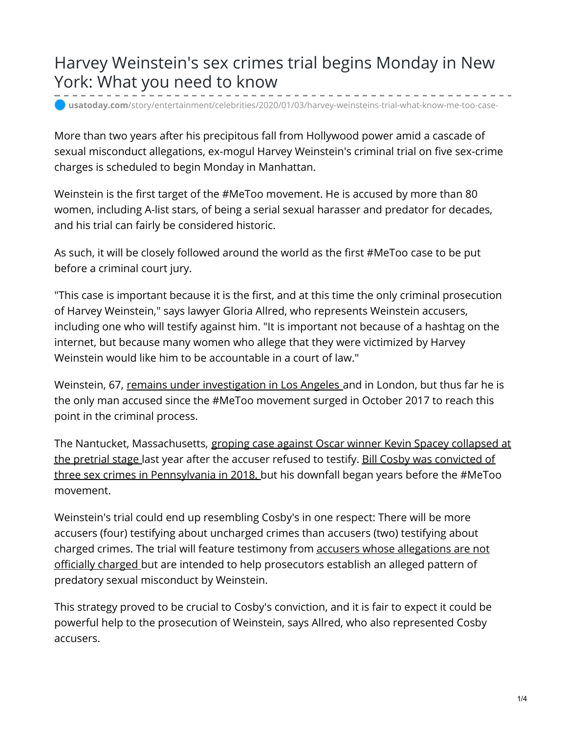# Harvey Weinstein's sex crimes trial begins Monday in New York: What you need to know

usatoday.com/story/entertainment/celebrities/2020/01/03/harvey-weinsteins-trial-what-know-me-too-case-

More than two years after his precipitous fall from Hollywood power amid a cascade of sexual misconduct allegations, ex-mogul Harvey Weinstein's criminal trial on five sex-crime charges is scheduled to begin Monday in Manhattan.

Weinstein is the first target of the #MeToo movement. He is accused by more than 80 women, including A-list stars, of being a serial sexual harasser and predator for decades, and his trial can fairly be considered historic.

As such, it will be closely followed around the world as the first #MeToo case to be put before a criminal court jury.

"This case is important because it is the first, and at this time the only criminal prosecution of Harvey Weinstein," says lawyer Gloria Allred, who represents Weinstein accusers, including one who will testify against him. "It is important not because of a hashtag on the internet, but because many women who allege that they were victimized by Harvey Weinstein would like him to be accountable in a court of law."

Weinstein, 67, remains under investigation in Los Angeles and in London, but thus far he is the only man accused since the #MeToo movement surged in October 2017 to reach this point in the criminal process.

The Nantucket, Massachusetts, groping case against Oscar winner Kevin Spacey collapsed at the pretrial stage last year after the accuser refused to testify. Bill Cosby was convicted of three sex crimes in Pennsylvania in 2018, but his downfall began years before the #MeToo movement.

Weinstein's trial could end up resembling Cosby's in one respect: There will be more accusers (four) testifying about uncharged crimes than accusers (two) testifying about charged crimes. The trial will feature testimony from accusers whose allegations are not officially charged but are intended to help prosecutors establish an alleged pattern of predatory sexual misconduct by Weinstein.

This strategy proved to be crucial to Cosby's conviction, and it is fair to expect it could be powerful help to the prosecution of Weinstein, says Allred, who also represented Cosby accusers.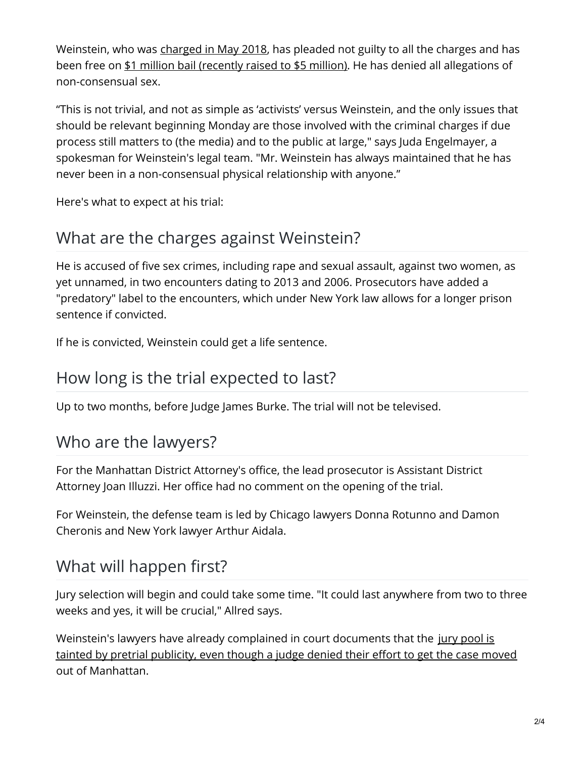Weinstein, who was charged in May 2018, has pleaded not guilty to all the charges and has been free on $1 million bail (recently raised to $5 million). He has denied all allegations of non-consensual sex.

“This is not trivial, and not as simple as ‘activists’ versus Weinstein, and the only issues that should be relevant beginning Monday are those involved with the criminal charges if due process still matters to (the media) and to the public at large," says Juda Engelmayer, a spokesman for Weinstein's legal team. "Mr. Weinstein has always maintained that he has never been in a non-consensual physical relationship with anyone.”

Here's what to expect at his trial:

## What are the charges against Weinstein?

He is accused of five sex crimes, including rape and sexual assault, against two women, as yet unnamed, in two encounters dating to 2013 and 2006. Prosecutors have added a "predatory" label to the encounters, which under New York law allows for a longer prison sentence if convicted.

If he is convicted, Weinstein could get a life sentence.

## How long is the trial expected to last?

Up to two months, before Judge James Burke. The trial will not be televised.

## Who are the lawyers?

For the Manhattan District Attorney's office, the lead prosecutor is Assistant District Attorney Joan Illuzzi. Her office had no comment on the opening of the trial.

For Weinstein, the defense team is led by Chicago lawyers Donna Rotunno and Damon Cheronis and New York lawyer Arthur Aidala.

## What will happen first?

Jury selection will begin and could take some time. "It could last anywhere from two to three weeks and yes, it will be crucial," Allred says.

Weinstein's lawyers have already complained in court documents that the jury pool is tainted by pretrial publicity, even though a judge denied their effort to get the case moved out of Manhattan.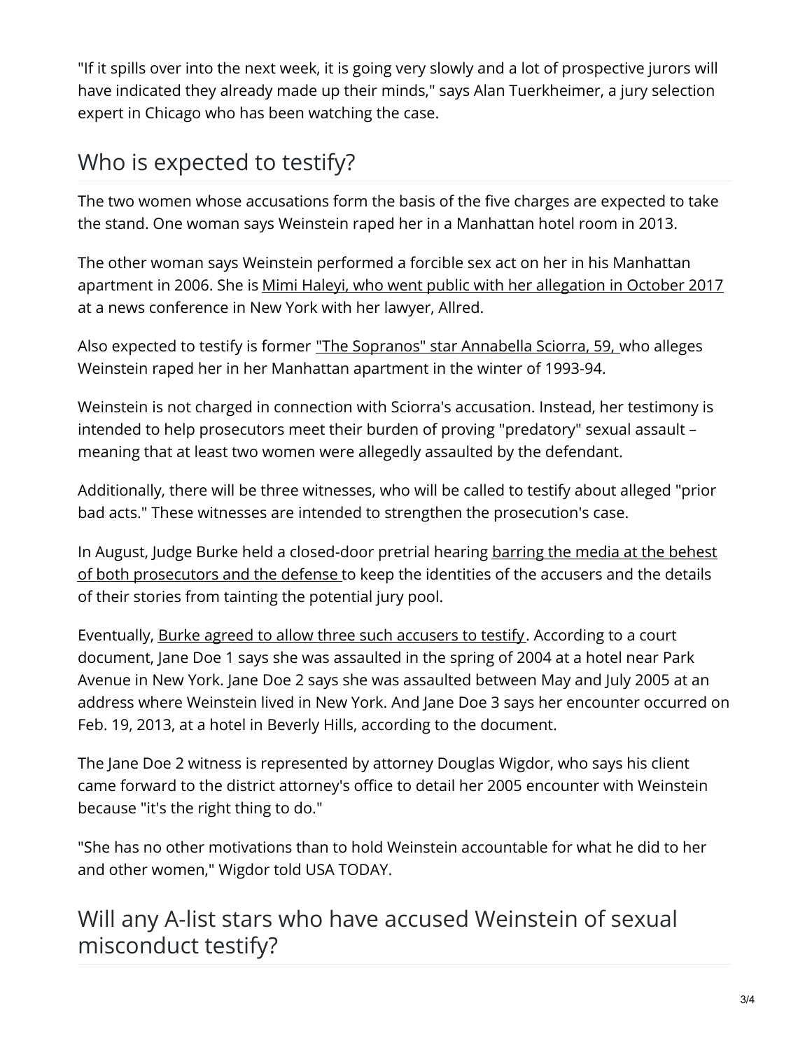"If it spills over into the next week, it is going very slowly and a lot of prospective jurors will have indicated they already made up their minds," says Alan Tuerkheimer, a jury selection expert in Chicago who has been watching the case.

## Who is expected to testify?

The two women whose accusations form the basis of the five charges are expected to take the stand. One woman says Weinstein raped her in a Manhattan hotel room in 2013.

The other woman says Weinstein performed a forcible sex act on her in his Manhattan apartment in 2006. She is Mimi Haleyi, who went public with her allegation in October 2017 at a news conference in New York with her lawyer, Allred.

Also expected to testify is former "The Sopranos" star Annabella Sciorra, 59, who alleges Weinstein raped her in her Manhattan apartment in the winter of 1993-94.

Weinstein is not charged in connection with Sciorra's accusation. Instead, her testimony is intended to help prosecutors meet their burden of proving "predatory" sexual assault – meaning that at least two women were allegedly assaulted by the defendant.

Additionally, there will be three witnesses, who will be called to testify about alleged "prior bad acts." These witnesses are intended to strengthen the prosecution's case.

In August, Judge Burke held a closed-door pretrial hearing barring the media at the behest of both prosecutors and the defense to keep the identities of the accusers and the details of their stories from tainting the potential jury pool.

Eventually, Burke agreed to allow three such accusers to testify. According to a court document, Jane Doe 1 says she was assaulted in the spring of 2004 at a hotel near Park Avenue in New York. Jane Doe 2 says she was assaulted between May and July 2005 at an address where Weinstein lived in New York. And Jane Doe 3 says her encounter occurred on Feb. 19, 2013, at a hotel in Beverly Hills, according to the document.

The Jane Doe 2 witness is represented by attorney Douglas Wigdor, who says his client came forward to the district attorney's office to detail her 2005 encounter with Weinstein because "it's the right thing to do."

"She has no other motivations than to hold Weinstein accountable for what he did to her and other women," Wigdor told USA TODAY.

## Will any A-list stars who have accused Weinstein of sexual misconduct testify?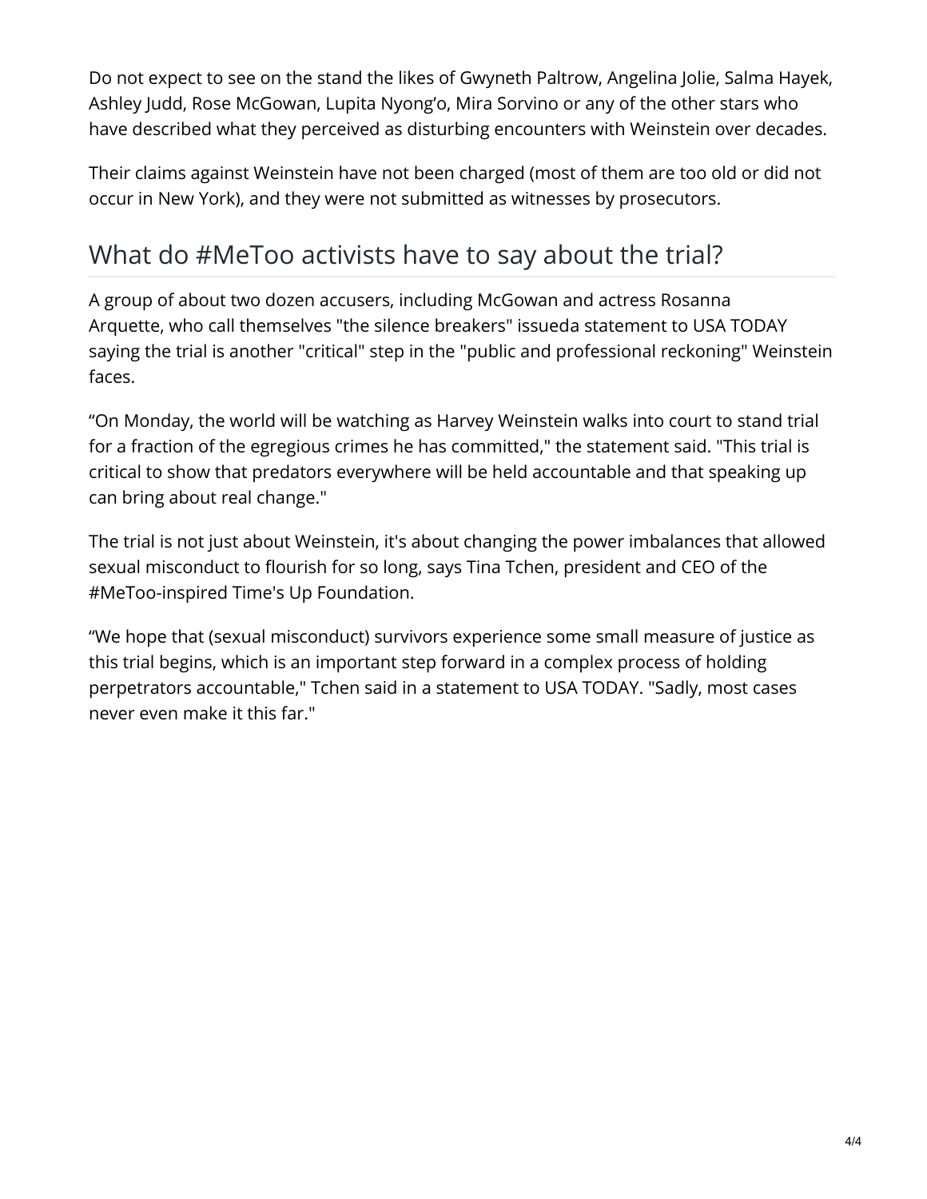Do not expect to see on the stand the likes of Gwyneth Paltrow, Angelina Jolie, Salma Hayek, Ashley Judd, Rose McGowan, Lupita Nyong'o, Mira Sorvino or any of the other stars who have described what they perceived as disturbing encounters with Weinstein over decades.

Their claims against Weinstein have not been charged (most of them are too old or did not occur in New York), and they were not submitted as witnesses by prosecutors.

## What do #MeToo activists have to say about the trial?

A group of about two dozen accusers, including McGowan and actress Rosanna Arquette, who call themselves "the silence breakers" issueda statement to USA TODAY saying the trial is another "critical" step in the "public and professional reckoning" Weinstein faces.

"On Monday, the world will be watching as Harvey Weinstein walks into court to stand trial for a fraction of the egregious crimes he has committed," the statement said. "This trial is critical to show that predators everywhere will be held accountable and that speaking up can bring about real change."

The trial is not just about Weinstein, it's about changing the power imbalances that allowed sexual misconduct to flourish for so long, says Tina Tchen, president and CEO of the #MeToo-inspired Time's Up Foundation.

"We hope that (sexual misconduct) survivors experience some small measure of justice as this trial begins, which is an important step forward in a complex process of holding perpetrators accountable," Tchen said in a statement to USA TODAY. "Sadly, most cases never even make it this far."